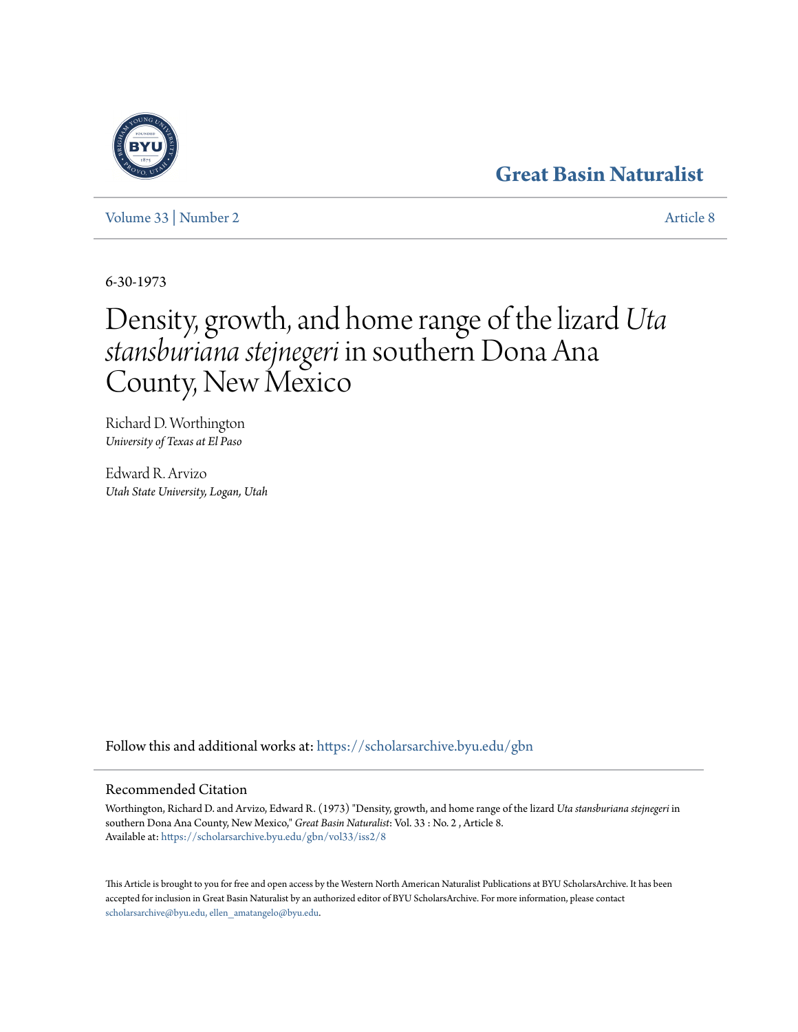Great Basin Naturalist

Volume 33 | Number 2 Article 8

6-30-1973

# Density, growth, and home range of the lizard *Uta stansburiana stejnegeri* in southern Dona Ana County, New Mexico

Richard D. Worthington
*University of Texas at El Paso*

Edward R. Arvizo
*Utah State University, Logan, Utah*

Follow this and additional works at: https://scholarsarchive.byu.edu/gbn

## Recommended Citation

Worthington, Richard D. and Arvizo, Edward R. (1973) "Density, growth, and home range of the lizard *Uta stansburiana stejnegeri* in southern Dona Ana County, New Mexico," *Great Basin Naturalist*: Vol. 33 : No. 2 , Article 8.
Available at: https://scholarsarchive.byu.edu/gbn/vol33/iss2/8

This Article is brought to you for free and open access by the Western North American Naturalist Publications at BYU ScholarsArchive. It has been accepted for inclusion in Great Basin Naturalist by an authorized editor of BYU ScholarsArchive. For more information, please contact scholarsarchive@byu.edu, ellen_amatangelo@byu.edu.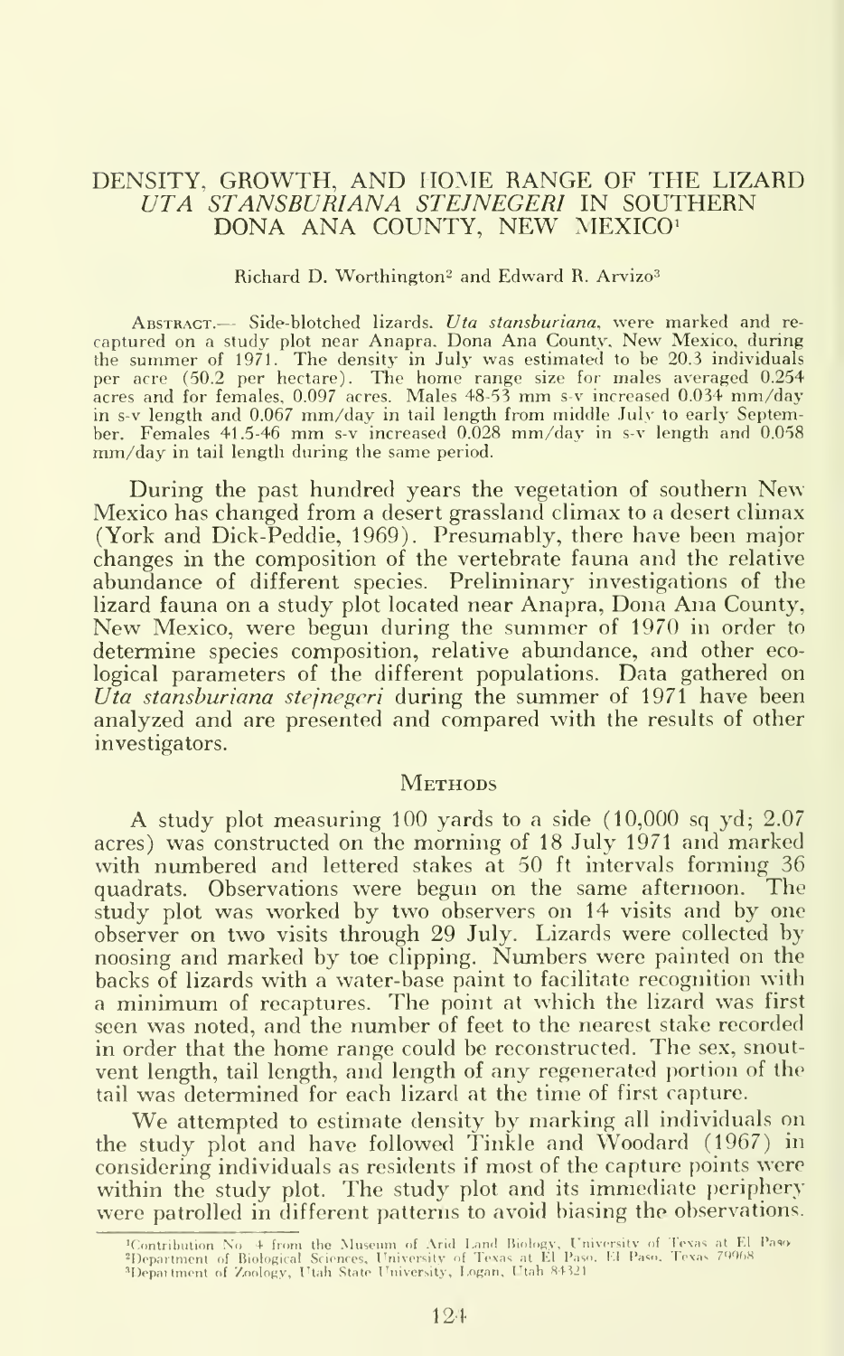# DENSITY, GROWTH, AND HOME RANGE OF THE LIZARD *UTA STANSBURIANA STEJNEGERI* IN SOUTHERN DONA ANA COUNTY, NEW MEXICO[1]

Richard D. Worthington[2] and Edward R. Arvizo[3]

ABSTRACT.— Side-blotched lizards. *Uta stansburiana*, were marked and recaptured on a study plot near Anapra, Dona Ana County, New Mexico, during the summer of 1971. The density in July was estimated to be 20.3 individuals per acre (50.2 per hectare). The home range size for males averaged 0.254 acres and for females, 0.097 acres. Males 48-53 mm s-v increased 0.034 mm/day in s-v length and 0.067 mm/day in tail length from middle July to early September. Females 41.5-46 mm s-v increased 0.028 mm/day in s-v length and 0.058 mm/day in tail length during the same period.

During the past hundred years the vegetation of southern New Mexico has changed from a desert grassland climax to a desert climax (York and Dick-Peddie, 1969). Presumably, there have been major changes in the composition of the vertebrate fauna and the relative abundance of different species. Preliminary investigations of the lizard fauna on a study plot located near Anapra, Dona Ana County, New Mexico, were begun during the summer of 1970 in order to determine species composition, relative abundance, and other ecological parameters of the different populations. Data gathered on *Uta stansburiana stejnegeri* during the summer of 1971 have been analyzed and are presented and compared with the results of other investigators.

## METHODS

A study plot measuring 100 yards to a side (10,000 sq yd; 2.07 acres) was constructed on the morning of 18 July 1971 and marked with numbered and lettered stakes at 50 ft intervals forming 36 quadrats. Observations were begun on the same afternoon. The study plot was worked by two observers on 14 visits and by one observer on two visits through 29 July. Lizards were collected by noosing and marked by toe clipping. Numbers were painted on the backs of lizards with a water-base paint to facilitate recognition with a minimum of recaptures. The point at which the lizard was first seen was noted, and the number of feet to the nearest stake recorded in order that the home range could be reconstructed. The sex, snout-vent length, tail length, and length of any regenerated portion of the tail was determined for each lizard at the time of first capture.

We attempted to estimate density by marking all individuals on the study plot and have followed Tinkle and Woodard (1967) in considering individuals as residents if most of the capture points were within the study plot. The study plot and its immediate periphery were patrolled in different patterns to avoid biasing the observations.

---

[1]Contribution No. 4 from the Museum of Arid Land Biology, University of Texas at El Paso.
[2]Department of Biological Sciences, University of Texas at El Paso, El Paso, Texas 79968.
[3]Department of Zoology, Utah State University, Logan, Utah 84321.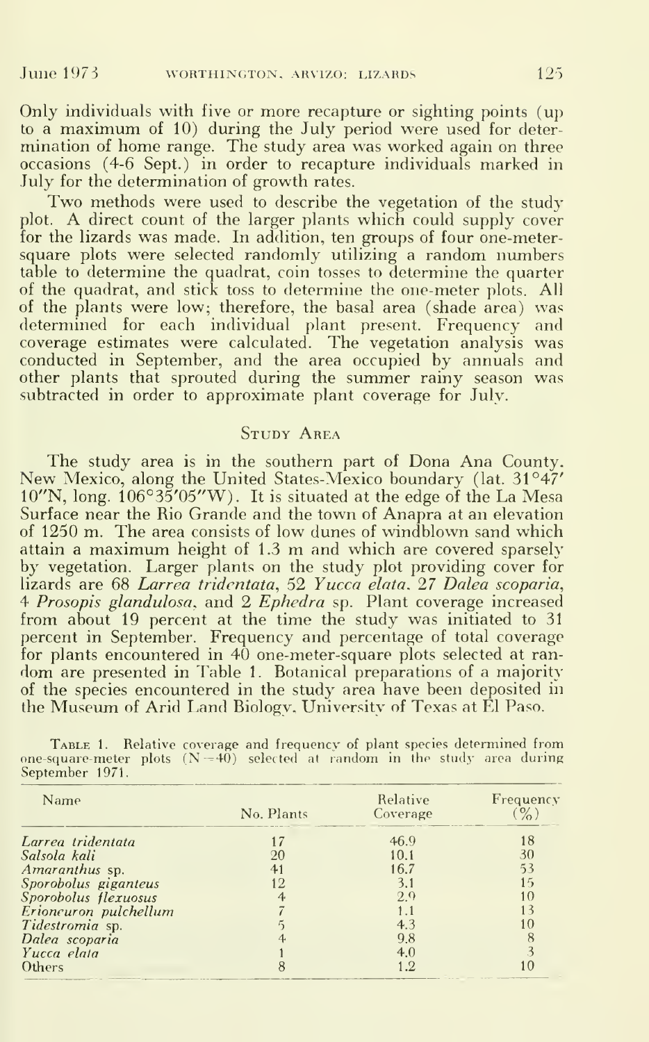Only individuals with five or more recapture or sighting points (up to a maximum of 10) during the July period were used for determination of home range. The study area was worked again on three occasions (4-6 Sept.) in order to recapture individuals marked in July for the determination of growth rates.

Two methods were used to describe the vegetation of the study plot. A direct count of the larger plants which could supply cover for the lizards was made. In addition, ten groups of four one-meter-square plots were selected randomly utilizing a random numbers table to determine the quadrat, coin tosses to determine the quarter of the quadrat, and stick toss to determine the one-meter plots. All of the plants were low; therefore, the basal area (shade area) was determined for each individual plant present. Frequency and coverage estimates were calculated. The vegetation analysis was conducted in September, and the area occupied by annuals and other plants that sprouted during the summer rainy season was subtracted in order to approximate plant coverage for July.

## Study Area

The study area is in the southern part of Dona Ana County, New Mexico, along the United States-Mexico boundary (lat. 31°47′10″N, long. 106°35′05″W). It is situated at the edge of the La Mesa Surface near the Rio Grande and the town of Anapra at an elevation of 1250 m. The area consists of low dunes of windblown sand which attain a maximum height of 1.3 m and which are covered sparsely by vegetation. Larger plants on the study plot providing cover for lizards are 68 *Larrea tridentata*, 52 *Yucca elata*, 27 *Dalea scoparia*, 4 *Prosopis glandulosa*, and 2 *Ephedra* sp. Plant coverage increased from about 19 percent at the time the study was initiated to 31 percent in September. Frequency and percentage of total coverage for plants encountered in 40 one-meter-square plots selected at random are presented in Table 1. Botanical preparations of a majority of the species encountered in the study area have been deposited in the Museum of Arid Land Biology, University of Texas at El Paso.

Table 1. Relative coverage and frequency of plant species determined from one-square-meter plots (N = 40) selected at random in the study area during September 1971.

| Name | No. Plants | Relative Coverage | Frequency (%) |
|---|---|---|---|
| *Larrea tridentata* | 17 | 46.9 | 18 |
| *Salsola kali* | 20 | 10.1 | 30 |
| *Amaranthus* sp. | 41 | 16.7 | 53 |
| *Sporobolus giganteus* | 12 | 3.1 | 15 |
| *Sporobolus flexuosus* | 4 | 2.9 | 10 |
| *Erioneuron pulchellum* | 7 | 1.1 | 13 |
| *Tidestromia* sp. | 5 | 4.3 | 10 |
| *Dalea scoparia* | 4 | 9.8 | 8 |
| *Yucca elata* | 1 | 4.0 | 3 |
| Others | 8 | 1.2 | 10 |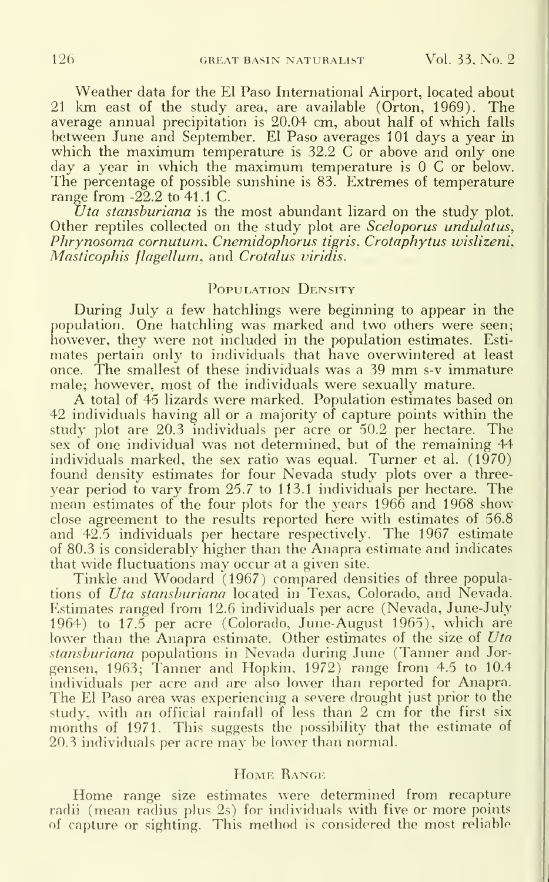Weather data for the El Paso International Airport, located about 21 km east of the study area, are available (Orton, 1969). The average annual precipitation is 20.04 cm, about half of which falls between June and September. El Paso averages 101 days a year in which the maximum temperature is 32.2 C or above and only one day a year in which the maximum temperature is 0 C or below. The percentage of possible sunshine is 83. Extremes of temperature range from -22.2 to 41.1 C.

*Uta stansburiana* is the most abundant lizard on the study plot. Other reptiles collected on the study plot are *Sceloporus undulatus*, *Phrynosoma cornutum*, *Cnemidophorus tigris*, *Crotaphytus wislizeni*, *Masticophis flagellum*, and *Crotalus viridis*.

## Population Density

During July a few hatchlings were beginning to appear in the population. One hatchling was marked and two others were seen; however, they were not included in the population estimates. Estimates pertain only to individuals that have overwintered at least once. The smallest of these individuals was a 39 mm s-v immature male; however, most of the individuals were sexually mature.

A total of 45 lizards were marked. Population estimates based on 42 individuals having all or a majority of capture points within the study plot are 20.3 individuals per acre or 50.2 per hectare. The sex of one individual was not determined, but of the remaining 44 individuals marked, the sex ratio was equal. Turner et al. (1970) found density estimates for four Nevada study plots over a three-year period to vary from 25.7 to 113.1 individuals per hectare. The mean estimates of the four plots for the years 1966 and 1968 show close agreement to the results reported here with estimates of 56.8 and 42.5 individuals per hectare respectively. The 1967 estimate of 80.3 is considerably higher than the Anapra estimate and indicates that wide fluctuations may occur at a given site.

Tinkle and Woodard (1967) compared densities of three populations of *Uta stansburiana* located in Texas, Colorado, and Nevada. Estimates ranged from 12.6 individuals per acre (Nevada, June-July 1964) to 17.5 per acre (Colorado, June-August 1965), which are lower than the Anapra estimate. Other estimates of the size of *Uta stansburiana* populations in Nevada during June (Tanner and Jorgensen, 1963; Tanner and Hopkin, 1972) range from 4.5 to 10.4 individuals per acre and are also lower than reported for Anapra. The El Paso area was experiencing a severe drought just prior to the study, with an official rainfall of less than 2 cm for the first six months of 1971. This suggests the possibility that the estimate of 20.3 individuals per acre may be lower than normal.

## Home Range

Home range size estimates were determined from recapture radii (mean radius plus 2s) for individuals with five or more points of capture or sighting. This method is considered the most reliable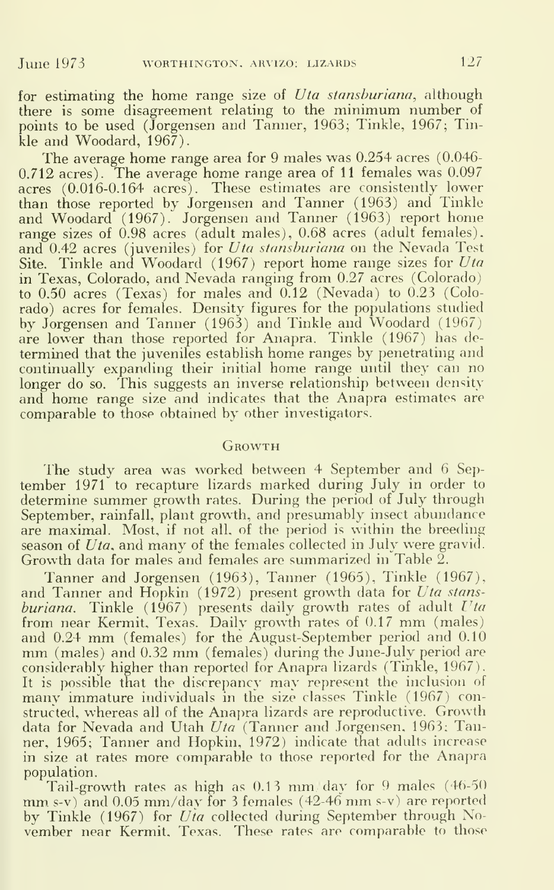for estimating the home range size of *Uta stansburiana*, although there is some disagreement relating to the minimum number of points to be used (Jorgensen and Tanner, 1963; Tinkle, 1967; Tinkle and Woodard, 1967).

The average home range area for 9 males was 0.254 acres (0.046-0.712 acres). The average home range area of 11 females was 0.097 acres (0.016-0.164 acres). These estimates are consistently lower than those reported by Jorgensen and Tanner (1963) and Tinkle and Woodard (1967). Jorgensen and Tanner (1963) report home range sizes of 0.98 acres (adult males), 0.68 acres (adult females), and 0.42 acres (juveniles) for *Uta stansburiana* on the Nevada Test Site. Tinkle and Woodard (1967) report home range sizes for *Uta* in Texas, Colorado, and Nevada ranging from 0.27 acres (Colorado) to 0.50 acres (Texas) for males and 0.12 (Nevada) to 0.23 (Colorado) acres for females. Density figures for the populations studied by Jorgensen and Tanner (1963) and Tinkle and Woodard (1967) are lower than those reported for Anapra. Tinkle (1967) has determined that the juveniles establish home ranges by penetrating and continually expanding their initial home range until they can no longer do so. This suggests an inverse relationship between density and home range size and indicates that the Anapra estimates are comparable to those obtained by other investigators.

## Growth

The study area was worked between 4 September and 6 September 1971 to recapture lizards marked during July in order to determine summer growth rates. During the period of July through September, rainfall, plant growth, and presumably insect abundance are maximal. Most, if not all, of the period is within the breeding season of *Uta*, and many of the females collected in July were gravid. Growth data for males and females are summarized in Table 2.

Tanner and Jorgensen (1963), Tanner (1965), Tinkle (1967), and Tanner and Hopkin (1972) present growth data for *Uta stansburiana*. Tinkle (1967) presents daily growth rates of adult *Uta* from near Kermit, Texas. Daily growth rates of 0.17 mm (males) and 0.24 mm (females) for the August-September period and 0.10 mm (males) and 0.32 mm (females) during the June-July period are considerably higher than reported for Anapra lizards (Tinkle, 1967). It is possible that the discrepancy may represent the inclusion of many immature individuals in the size classes Tinkle (1967) constructed, whereas all of the Anapra lizards are reproductive. Growth data for Nevada and Utah *Uta* (Tanner and Jorgensen, 1963; Tanner, 1965; Tanner and Hopkin, 1972) indicate that adults increase in size at rates more comparable to those reported for the Anapra population.

Tail-growth rates as high as 0.13 mm/day for 9 males (46-50 mm s-v) and 0.05 mm/day for 3 females (42-46 mm s-v) are reported by Tinkle (1967) for *Uta* collected during September through November near Kermit, Texas. These rates are comparable to those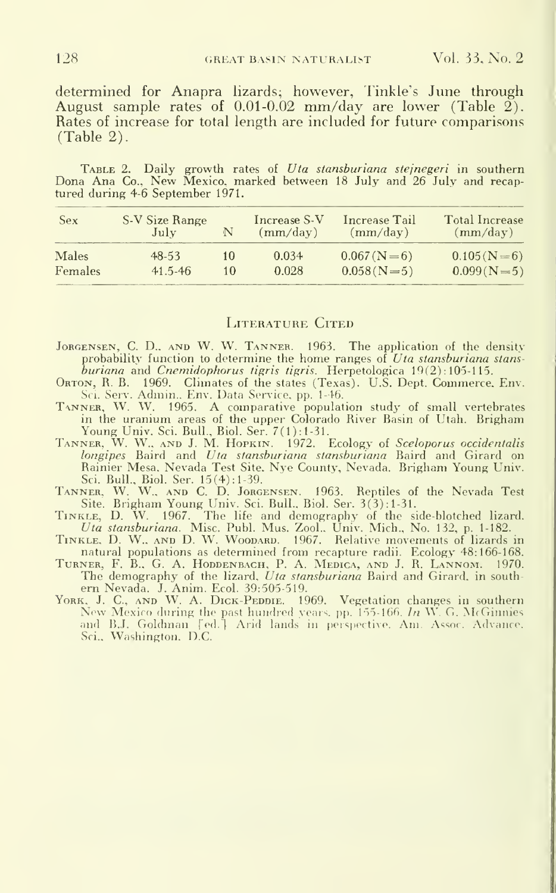determined for Anapra lizards; however, Tinkle's June through August sample rates of 0.01-0.02 mm/day are lower (Table 2). Rates of increase for total length are included for future comparisons (Table 2).

Table 2. Daily growth rates of *Uta stansburiana stejnegeri* in southern Dona Ana Co., New Mexico, marked between 18 July and 26 July and recaptured during 4-6 September 1971.

| Sex | S-V Size Range July | N | Increase S-V (mm/day) | Increase Tail (mm/day) | Total Increase (mm/day) |
|---|---|---|---|---|---|
| Males | 48-53 | 10 | 0.034 | 0.067(N=6) | 0.105(N=6) |
| Females | 41.5-46 | 10 | 0.028 | 0.058(N=5) | 0.099(N=5) |

## Literature Cited

Jorgensen, C. D., and W. W. Tanner. 1963. The application of the density probability function to determine the home ranges of *Uta stansburiana stansburiana* and *Cnemidophorus tigris tigris*. Herpetologica 19(2):105-115.

Orton, R. B. 1969. Climates of the states (Texas). U.S. Dept. Commerce. Env. Sci. Serv. Admin., Env. Data Service, pp. 1-46.

Tanner, W. W. 1965. A comparative population study of small vertebrates in the uranium areas of the upper Colorado River Basin of Utah. Brigham Young Univ. Sci. Bull., Biol. Ser. 7(1):1-31.

Tanner, W. W., and J. M. Hopkin. 1972. Ecology of *Sceloporus occidentalis longipes* Baird and *Uta stansburiana stansburiana* Baird and Girard on Rainier Mesa, Nevada Test Site, Nye County, Nevada. Brigham Young Univ. Sci. Bull., Biol. Ser. 15(4):1-39.

Tanner, W. W., and C. D. Jorgensen. 1963. Reptiles of the Nevada Test Site. Brigham Young Univ. Sci. Bull., Biol. Ser. 3(3):1-31.

Tinkle, D. W. 1967. The life and demography of the side-blotched lizard. *Uta stansburiana*. Misc. Publ. Mus. Zool., Univ. Mich., No. 132, p. 1-182.

Tinkle, D. W., and D. W. Woodard. 1967. Relative movements of lizards in natural populations as determined from recapture radii. Ecology 48:166-168.

Turner, F. B., G. A. Hoddenbach, P. A. Medica, and J. R. Lannom. 1970. The demography of the lizard, *Uta stansburiana* Baird and Girard, in southern Nevada. J. Anim. Ecol. 39:505-519.

York, J. C., and W. A. Dick-Peddie. 1969. Vegetation changes in southern New Mexico during the past hundred years. pp. 155-166. *In* W. G. McGinnies and B.J. Goldman [ed.] Arid lands in perspective. Am. Assoc. Advance. Sci., Washington, D.C.